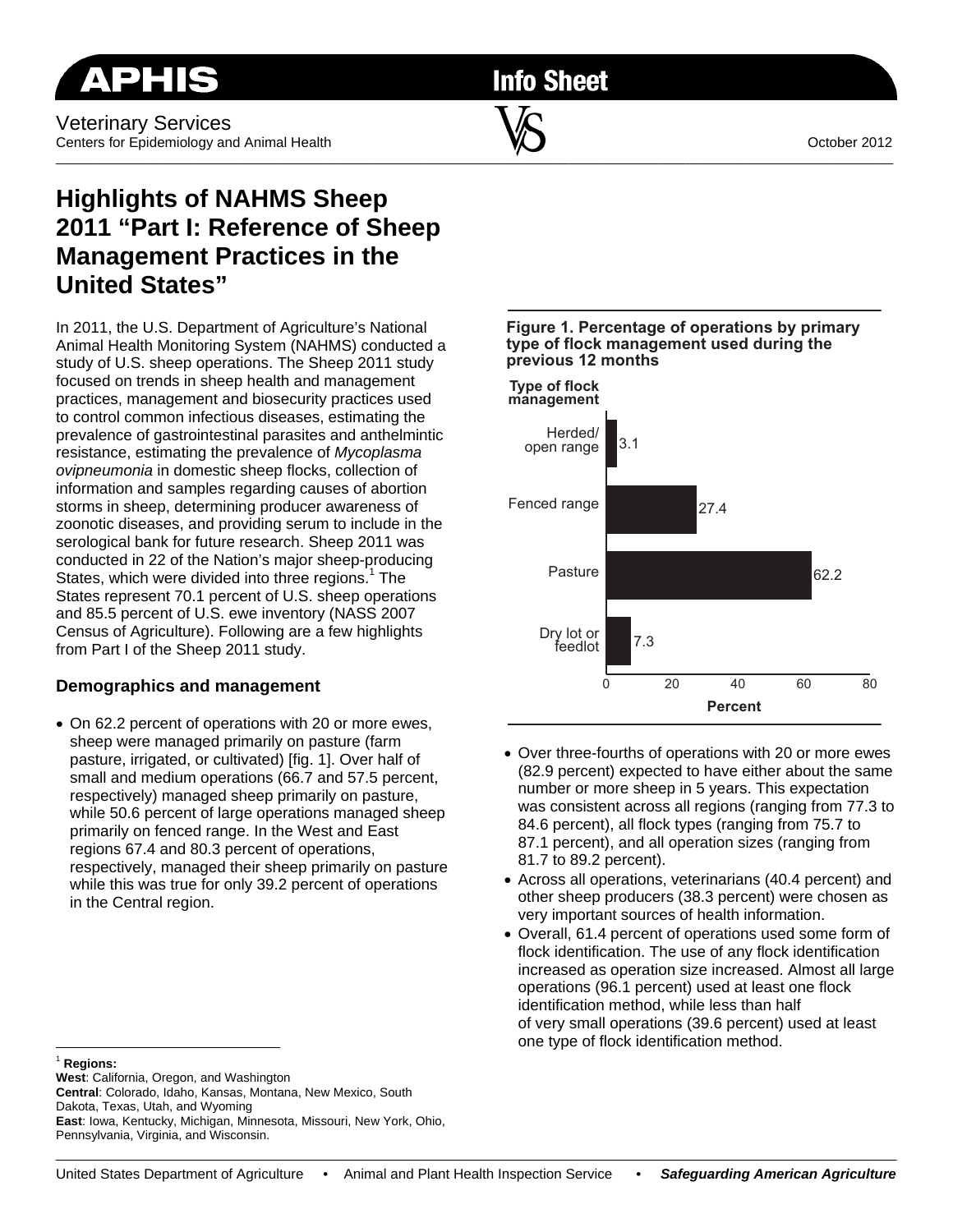APHIS

Info Sheet

Veterinary Services
Centers for Epidemiology and Animal Health

October 2012

# Highlights of NAHMS Sheep 2011 "Part I: Reference of Sheep Management Practices in the United States"

In 2011, the U.S. Department of Agriculture's National Animal Health Monitoring System (NAHMS) conducted a study of U.S. sheep operations. The Sheep 2011 study focused on trends in sheep health and management practices, management and biosecurity practices used to control common infectious diseases, estimating the prevalence of gastrointestinal parasites and anthelmintic resistance, estimating the prevalence of *Mycoplasma ovipneumonia* in domestic sheep flocks, collection of information and samples regarding causes of abortion storms in sheep, determining producer awareness of zoonotic diseases, and providing serum to include in the serological bank for future research. Sheep 2011 was conducted in 22 of the Nation's major sheep-producing States, which were divided into three regions.[1] The States represent 70.1 percent of U.S. sheep operations and 85.5 percent of U.S. ewe inventory (NASS 2007 Census of Agriculture). Following are a few highlights from Part I of the Sheep 2011 study.

## Demographics and management

- On 62.2 percent of operations with 20 or more ewes, sheep were managed primarily on pasture (farm pasture, irrigated, or cultivated) [fig. 1]. Over half of small and medium operations (66.7 and 57.5 percent, respectively) managed sheep primarily on pasture, while 50.6 percent of large operations managed sheep primarily on fenced range. In the West and East regions 67.4 and 80.3 percent of operations, respectively, managed their sheep primarily on pasture while this was true for only 39.2 percent of operations in the Central region.

**Figure 1. Percentage of operations by primary type of flock management used during the previous 12 months**

| Type of flock management | Percent |
|---|---|
| Herded/open range | 3.1 |
| Fenced range | 27.4 |
| Pasture | 62.2 |
| Dry lot or feedlot | 7.3 |

- Over three-fourths of operations with 20 or more ewes (82.9 percent) expected to have either about the same number or more sheep in 5 years. This expectation was consistent across all regions (ranging from 77.3 to 84.6 percent), all flock types (ranging from 75.7 to 87.1 percent), and all operation sizes (ranging from 81.7 to 89.2 percent).
- Across all operations, veterinarians (40.4 percent) and other sheep producers (38.3 percent) were chosen as very important sources of health information.
- Overall, 61.4 percent of operations used some form of flock identification. The use of any flock identification increased as operation size increased. Almost all large operations (96.1 percent) used at least one flock identification method, while less than half of very small operations (39.6 percent) used at least one type of flock identification method.

---

[1] **Regions:**
**West**: California, Oregon, and Washington
**Central**: Colorado, Idaho, Kansas, Montana, New Mexico, South Dakota, Texas, Utah, and Wyoming
**East**: Iowa, Kentucky, Michigan, Minnesota, Missouri, New York, Ohio, Pennsylvania, Virginia, and Wisconsin.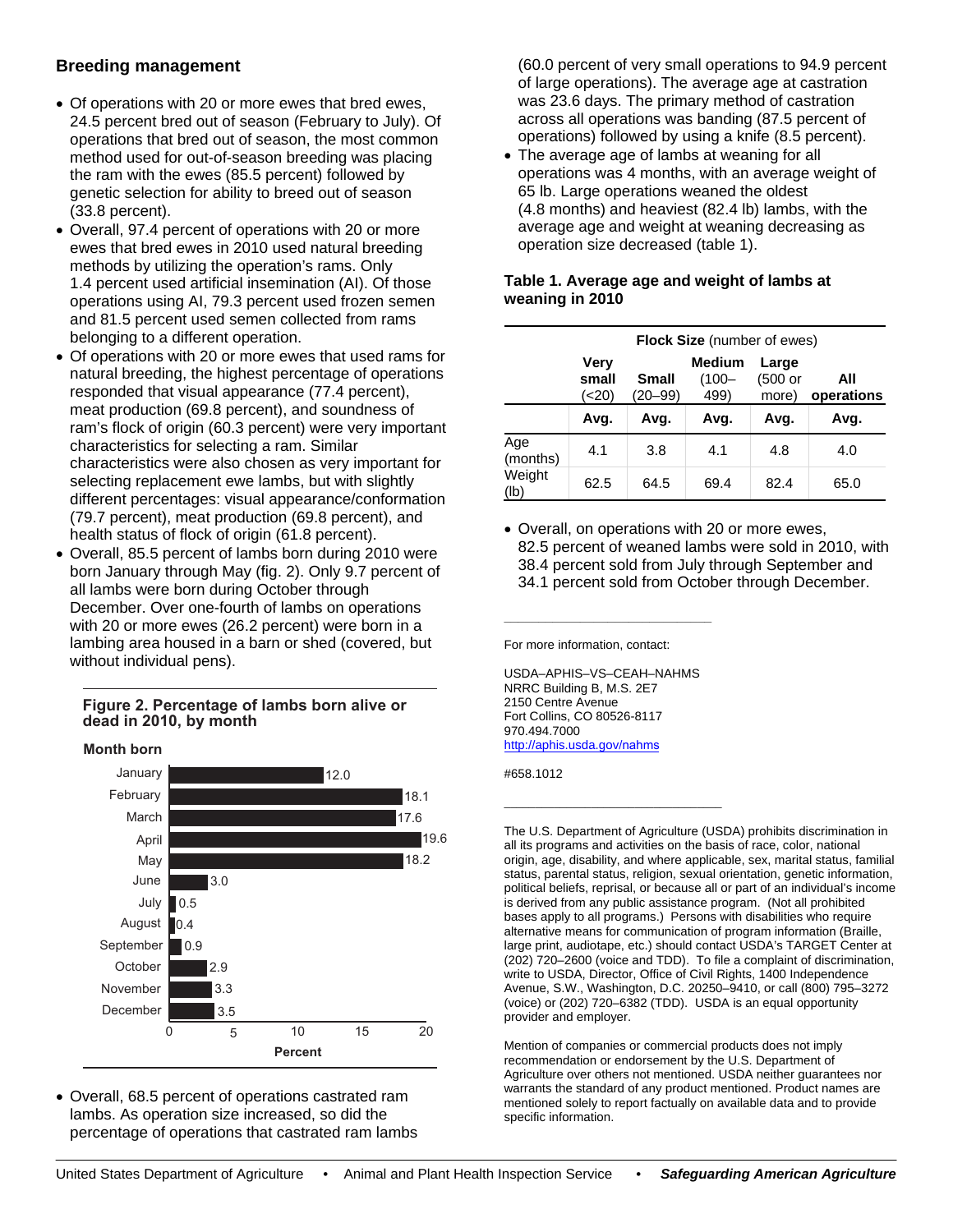## Breeding management

- Of operations with 20 or more ewes that bred ewes, 24.5 percent bred out of season (February to July). Of operations that bred out of season, the most common method used for out-of-season breeding was placing the ram with the ewes (85.5 percent) followed by genetic selection for ability to breed out of season (33.8 percent).
- Overall, 97.4 percent of operations with 20 or more ewes that bred ewes in 2010 used natural breeding methods by utilizing the operation's rams. Only 1.4 percent used artificial insemination (AI). Of those operations using AI, 79.3 percent used frozen semen and 81.5 percent used semen collected from rams belonging to a different operation.
- Of operations with 20 or more ewes that used rams for natural breeding, the highest percentage of operations responded that visual appearance (77.4 percent), meat production (69.8 percent), and soundness of ram's flock of origin (60.3 percent) were very important characteristics for selecting a ram. Similar characteristics were also chosen as very important for selecting replacement ewe lambs, but with slightly different percentages: visual appearance/conformation (79.7 percent), meat production (69.8 percent), and health status of flock of origin (61.8 percent).
- Overall, 85.5 percent of lambs born during 2010 were born January through May (fig. 2). Only 9.7 percent of all lambs were born during October through December. Over one-fourth of lambs on operations with 20 or more ewes (26.2 percent) were born in a lambing area housed in a barn or shed (covered, but without individual pens).

**Figure 2. Percentage of lambs born alive or dead in 2010, by month**

Month born

January 12.0
February 18.1
March 17.6
April 19.6
May 18.2
June 3.0
July 0.5
August 0.4
September 0.9
October 2.9
November 3.3
December 3.5

0 5 10 15 20

Percent

- Overall, 68.5 percent of operations castrated ram lambs. As operation size increased, so did the percentage of operations that castrated ram lambs (60.0 percent of very small operations to 94.9 percent of large operations). The average age at castration was 23.6 days. The primary method of castration across all operations was banding (87.5 percent of operations) followed by using a knife (8.5 percent).
- The average age of lambs at weaning for all operations was 4 months, with an average weight of 65 lb. Large operations weaned the oldest (4.8 months) and heaviest (82.4 lb) lambs, with the average age and weight at weaning decreasing as operation size decreased (table 1).

**Table 1. Average age and weight of lambs at weaning in 2010**

| | Flock Size (number of ewes) | | | | |
|---|---|---|---|---|---|
| | Very small (<20) | Small (20–99) | Medium (100–499) | Large (500 or more) | All operations |
| | Avg. | Avg. | Avg. | Avg. | Avg. |
| Age (months) | 4.1 | 3.8 | 4.1 | 4.8 | 4.0 |
| Weight (lb) | 62.5 | 64.5 | 69.4 | 82.4 | 65.0 |

- Overall, on operations with 20 or more ewes, 82.5 percent of weaned lambs were sold in 2010, with 38.4 percent sold from July through September and 34.1 percent sold from October through December.

---

For more information, contact:

USDA–APHIS–VS–CEAH–NAHMS
NRRC Building B, M.S. 2E7
2150 Centre Avenue
Fort Collins, CO 80526-8117
970.494.7000
http://aphis.usda.gov/nahms

#658.1012

---

The U.S. Department of Agriculture (USDA) prohibits discrimination in all its programs and activities on the basis of race, color, national origin, age, disability, and where applicable, sex, marital status, familial status, parental status, religion, sexual orientation, genetic information, political beliefs, reprisal, or because all or part of an individual's income is derived from any public assistance program. (Not all prohibited bases apply to all programs.) Persons with disabilities who require alternative means for communication of program information (Braille, large print, audiotape, etc.) should contact USDA's TARGET Center at (202) 720–2600 (voice and TDD). To file a complaint of discrimination, write to USDA, Director, Office of Civil Rights, 1400 Independence Avenue, S.W., Washington, D.C. 20250–9410, or call (800) 795–3272 (voice) or (202) 720–6382 (TDD). USDA is an equal opportunity provider and employer.

Mention of companies or commercial products does not imply recommendation or endorsement by the U.S. Department of Agriculture over others not mentioned. USDA neither guarantees nor warrants the standard of any product mentioned. Product names are mentioned solely to report factually on available data and to provide specific information.